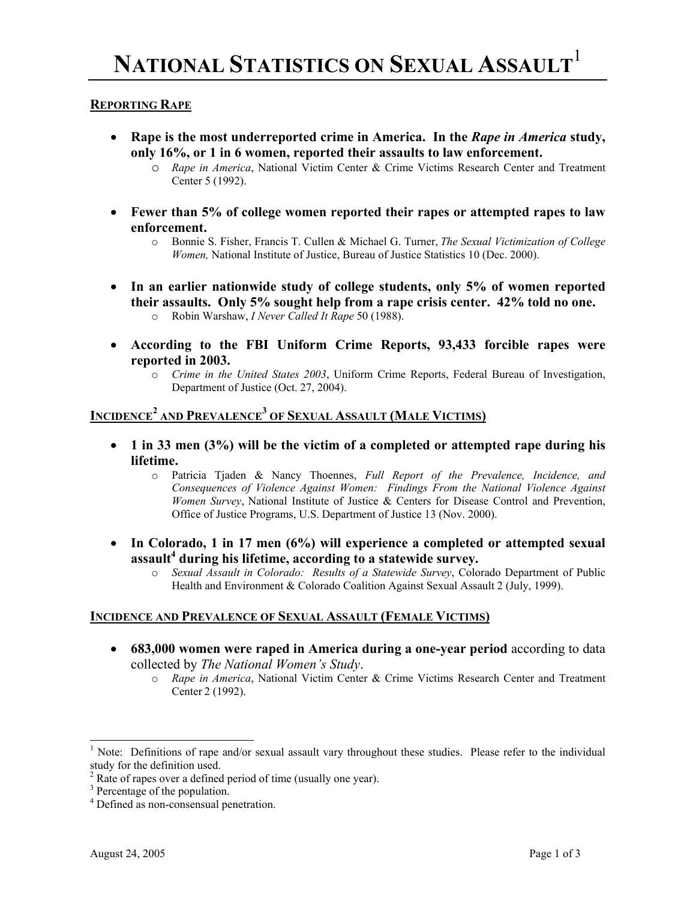# NATIONAL STATISTICS ON SEXUAL ASSAULT[1]

## REPORTING RAPE

- **Rape is the most underreported crime in America. In the *Rape in America* study, only 16%, or 1 in 6 women, reported their assaults to law enforcement.**
  - *Rape in America*, National Victim Center & Crime Victims Research Center and Treatment Center 5 (1992).

- **Fewer than 5% of college women reported their rapes or attempted rapes to law enforcement.**
  - Bonnie S. Fisher, Francis T. Cullen & Michael G. Turner, *The Sexual Victimization of College Women,* National Institute of Justice, Bureau of Justice Statistics 10 (Dec. 2000).

- **In an earlier nationwide study of college students, only 5% of women reported their assaults. Only 5% sought help from a rape crisis center. 42% told no one.**
  - Robin Warshaw, *I Never Called It Rape* 50 (1988).

- **According to the FBI Uniform Crime Reports, 93,433 forcible rapes were reported in 2003.**
  - *Crime in the United States 2003*, Uniform Crime Reports, Federal Bureau of Investigation, Department of Justice (Oct. 27, 2004).

## INCIDENCE[2] AND PREVALENCE[3] OF SEXUAL ASSAULT (MALE VICTIMS)

- **1 in 33 men (3%) will be the victim of a completed or attempted rape during his lifetime.**
  - Patricia Tjaden & Nancy Thoennes, *Full Report of the Prevalence, Incidence, and Consequences of Violence Against Women: Findings From the National Violence Against Women Survey*, National Institute of Justice & Centers for Disease Control and Prevention, Office of Justice Programs, U.S. Department of Justice 13 (Nov. 2000).

- **In Colorado, 1 in 17 men (6%) will experience a completed or attempted sexual assault[4] during his lifetime, according to a statewide survey.**
  - *Sexual Assault in Colorado: Results of a Statewide Survey*, Colorado Department of Public Health and Environment & Colorado Coalition Against Sexual Assault 2 (July, 1999).

## INCIDENCE AND PREVALENCE OF SEXUAL ASSAULT (FEMALE VICTIMS)

- **683,000 women were raped in America during a one-year period** according to data collected by *The National Women's Study*.
  - *Rape in America*, National Victim Center & Crime Victims Research Center and Treatment Center 2 (1992).

---

[1] Note: Definitions of rape and/or sexual assault vary throughout these studies. Please refer to the individual study for the definition used.

[2] Rate of rapes over a defined period of time (usually one year).

[3] Percentage of the population.

[4] Defined as non-consensual penetration.

August 24, 2005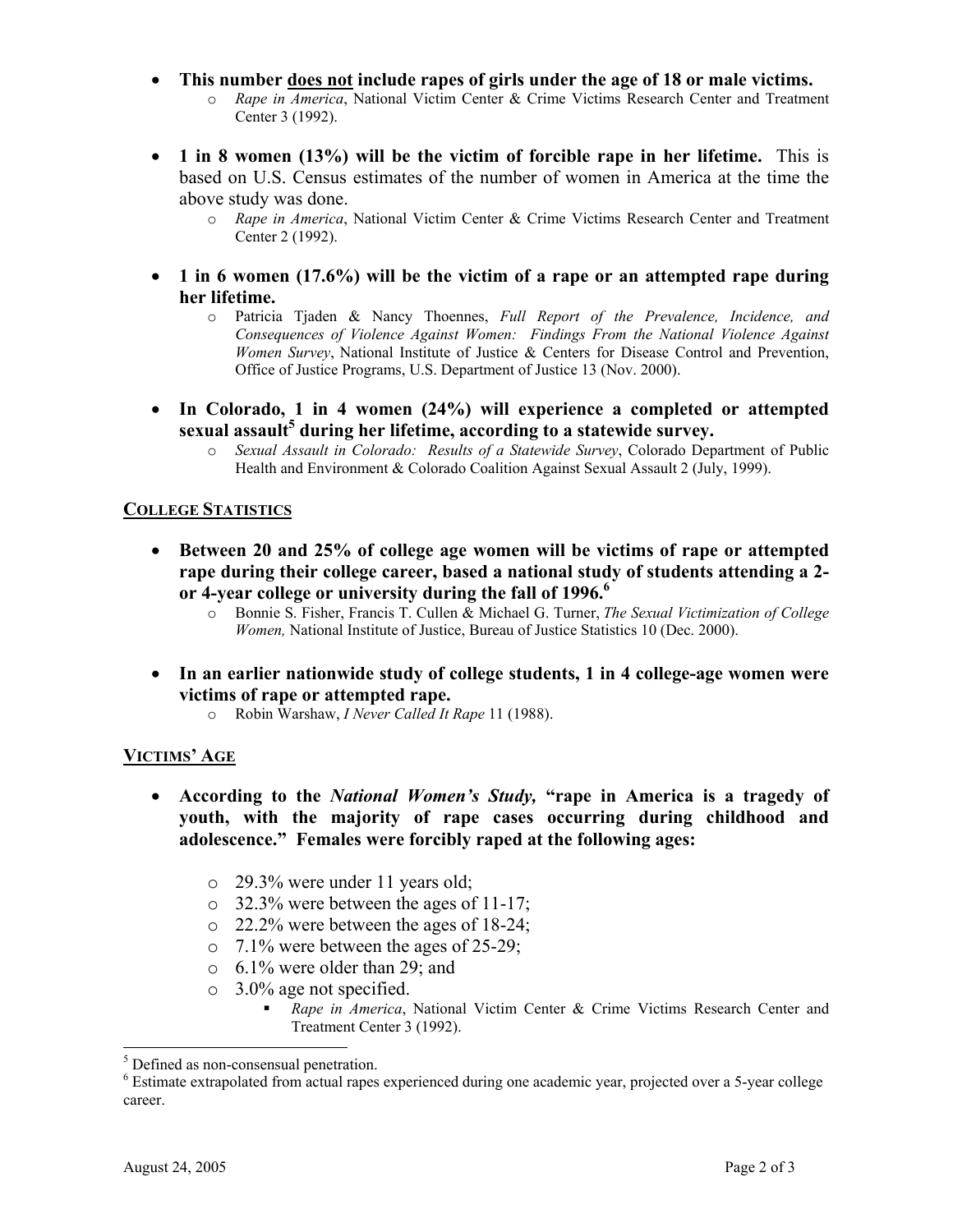- **This number <u>does not</u> include rapes of girls under the age of 18 or male victims.**
    - *Rape in America*, National Victim Center & Crime Victims Research Center and Treatment Center 3 (1992).

- **1 in 8 women (13%) will be the victim of forcible rape in her lifetime.** This is based on U.S. Census estimates of the number of women in America at the time the above study was done.
    - *Rape in America*, National Victim Center & Crime Victims Research Center and Treatment Center 2 (1992).

- **1 in 6 women (17.6%) will be the victim of a rape or an attempted rape during her lifetime.**
    - Patricia Tjaden & Nancy Thoennes, *Full Report of the Prevalence, Incidence, and Consequences of Violence Against Women: Findings From the National Violence Against Women Survey*, National Institute of Justice & Centers for Disease Control and Prevention, Office of Justice Programs, U.S. Department of Justice 13 (Nov. 2000).

- **In Colorado, 1 in 4 women (24%) will experience a completed or attempted sexual assault[5] during her lifetime, according to a statewide survey.**
    - *Sexual Assault in Colorado: Results of a Statewide Survey*, Colorado Department of Public Health and Environment & Colorado Coalition Against Sexual Assault 2 (July, 1999).

## <u>COLLEGE STATISTICS</u>

- **Between 20 and 25% of college age women will be victims of rape or attempted rape during their college career, based a national study of students attending a 2- or 4-year college or university during the fall of 1996.[6]**
    - Bonnie S. Fisher, Francis T. Cullen & Michael G. Turner, *The Sexual Victimization of College Women,* National Institute of Justice, Bureau of Justice Statistics 10 (Dec. 2000).

- **In an earlier nationwide study of college students, 1 in 4 college-age women were victims of rape or attempted rape.**
    - Robin Warshaw, *I Never Called It Rape* 11 (1988).

## <u>VICTIMS' AGE</u>

- **According to the *National Women's Study,* "rape in America is a tragedy of youth, with the majority of rape cases occurring during childhood and adolescence." Females were forcibly raped at the following ages:**
    - 29.3% were under 11 years old;
    - 32.3% were between the ages of 11-17;
    - 22.2% were between the ages of 18-24;
    - 7.1% were between the ages of 25-29;
    - 6.1% were older than 29; and
    - 3.0% age not specified.
        - *Rape in America*, National Victim Center & Crime Victims Research Center and Treatment Center 3 (1992).

---

[5] Defined as non-consensual penetration.

[6] Estimate extrapolated from actual rapes experienced during one academic year, projected over a 5-year college career.

August 24, 2005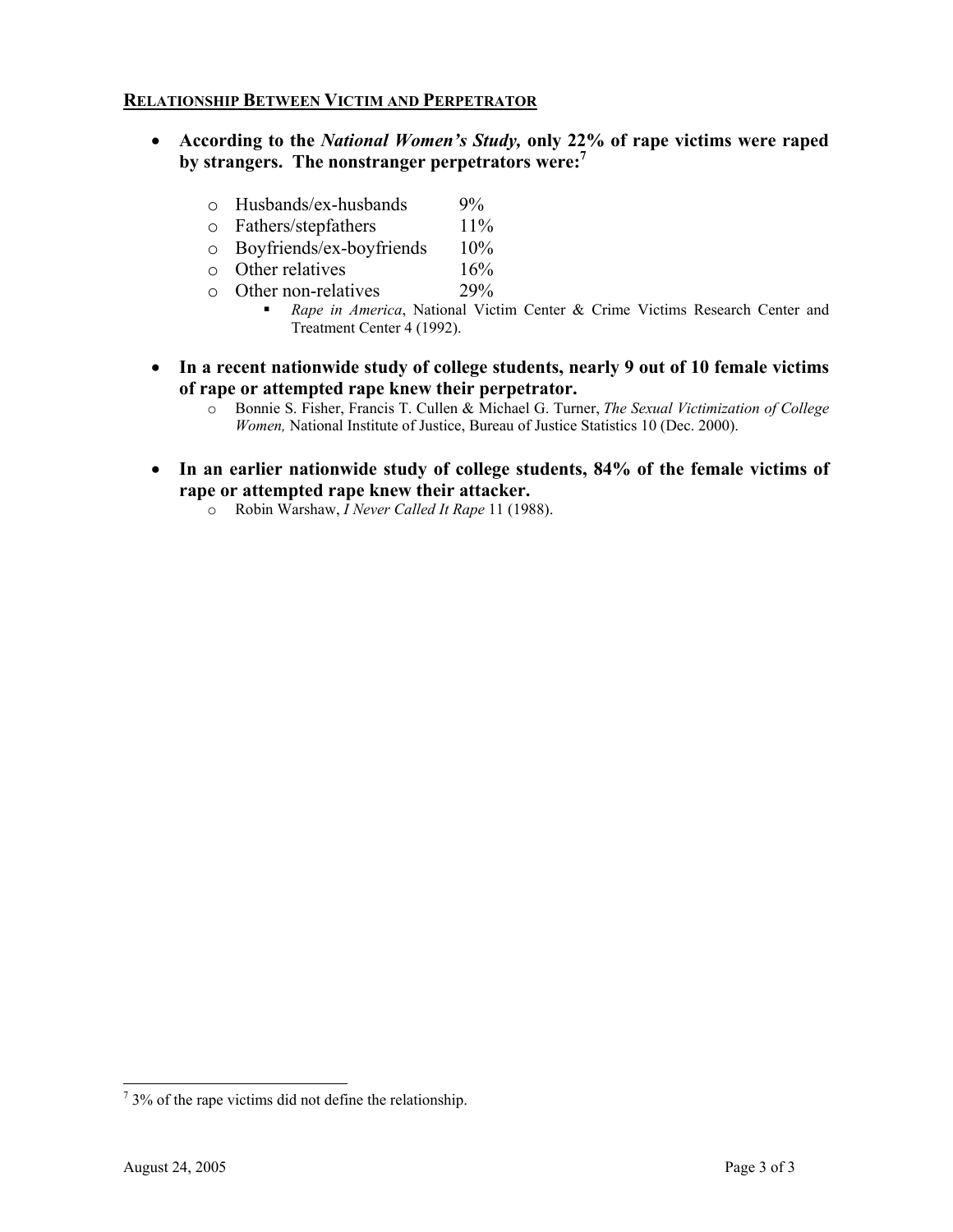## RELATIONSHIP BETWEEN VICTIM AND PERPETRATOR

- **According to the *National Women's Study,* only 22% of rape victims were raped by strangers. The nonstranger perpetrators were:[7]**
  - Husbands/ex-husbands 9%
  - Fathers/stepfathers 11%
  - Boyfriends/ex-boyfriends 10%
  - Other relatives 16%
  - Other non-relatives 29%
    - *Rape in America*, National Victim Center & Crime Victims Research Center and Treatment Center 4 (1992).

- **In a recent nationwide study of college students, nearly 9 out of 10 female victims of rape or attempted rape knew their perpetrator.**
  - Bonnie S. Fisher, Francis T. Cullen & Michael G. Turner, *The Sexual Victimization of College Women,* National Institute of Justice, Bureau of Justice Statistics 10 (Dec. 2000).

- **In an earlier nationwide study of college students, 84% of the female victims of rape or attempted rape knew their attacker.**
  - Robin Warshaw, *I Never Called It Rape* 11 (1988).

[7] 3% of the rape victims did not define the relationship.